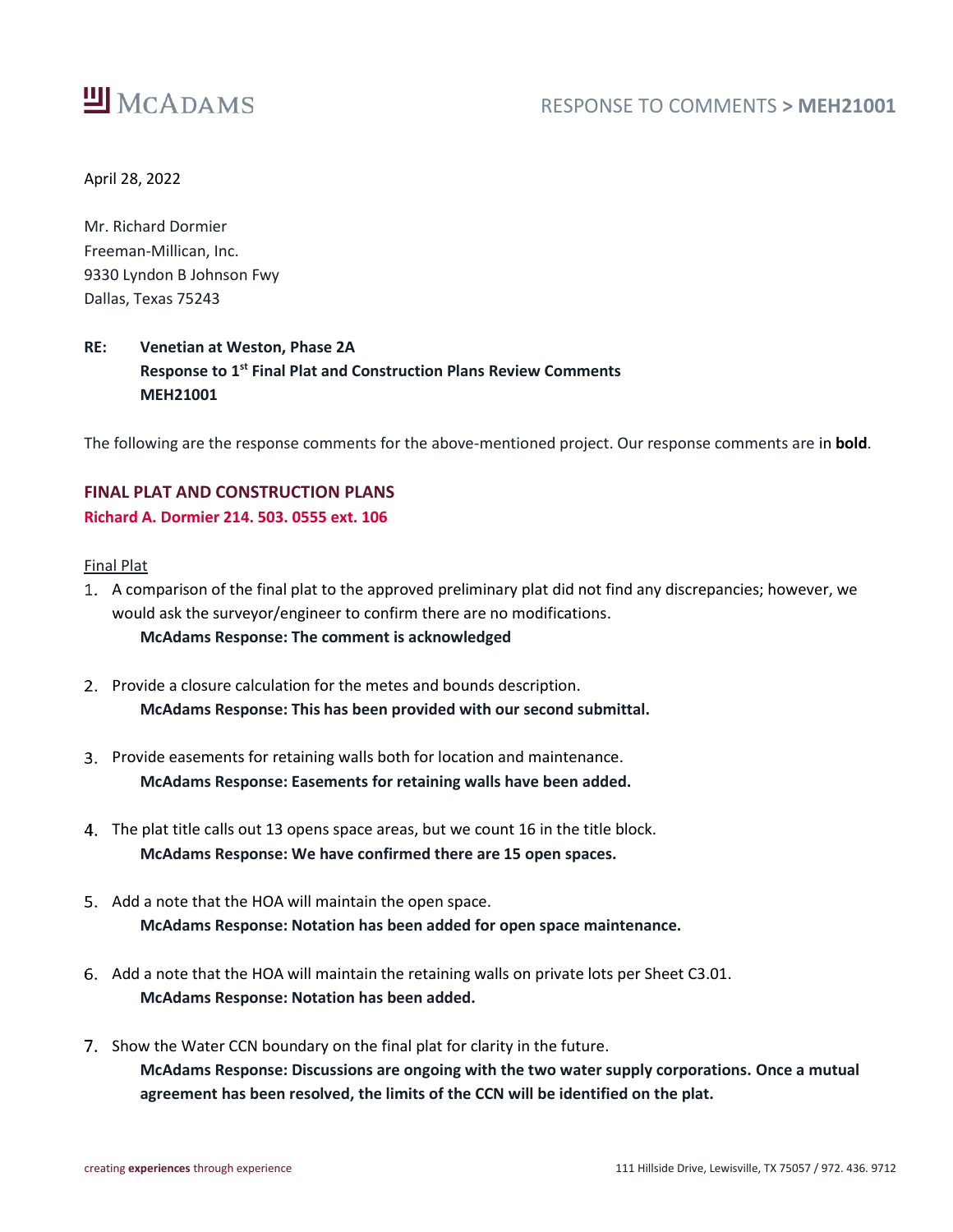April 28, 2022

Mr. Richard Dormier
Freeman-Millican, Inc.
9330 Lyndon B Johnson Fwy
Dallas, Texas 75243

**RE: Venetian at Weston, Phase 2A**
**Response to 1st Final Plat and Construction Plans Review Comments**
**MEH21001**

The following are the response comments for the above-mentioned project. Our response comments are in **bold**.

## FINAL PLAT AND CONSTRUCTION PLANS

**Richard A. Dormier 214. 503. 0555 ext. 106**

Final Plat

1. A comparison of the final plat to the approved preliminary plat did not find any discrepancies; however, we would ask the surveyor/engineer to confirm there are no modifications.
   **McAdams Response: The comment is acknowledged**

2. Provide a closure calculation for the metes and bounds description.
   **McAdams Response: This has been provided with our second submittal.**

3. Provide easements for retaining walls both for location and maintenance.
   **McAdams Response: Easements for retaining walls have been added.**

4. The plat title calls out 13 opens space areas, but we count 16 in the title block.
   **McAdams Response: We have confirmed there are 15 open spaces.**

5. Add a note that the HOA will maintain the open space.
   **McAdams Response: Notation has been added for open space maintenance.**

6. Add a note that the HOA will maintain the retaining walls on private lots per Sheet C3.01.
   **McAdams Response: Notation has been added.**

7. Show the Water CCN boundary on the final plat for clarity in the future.
   **McAdams Response: Discussions are ongoing with the two water supply corporations. Once a mutual agreement has been resolved, the limits of the CCN will be identified on the plat.**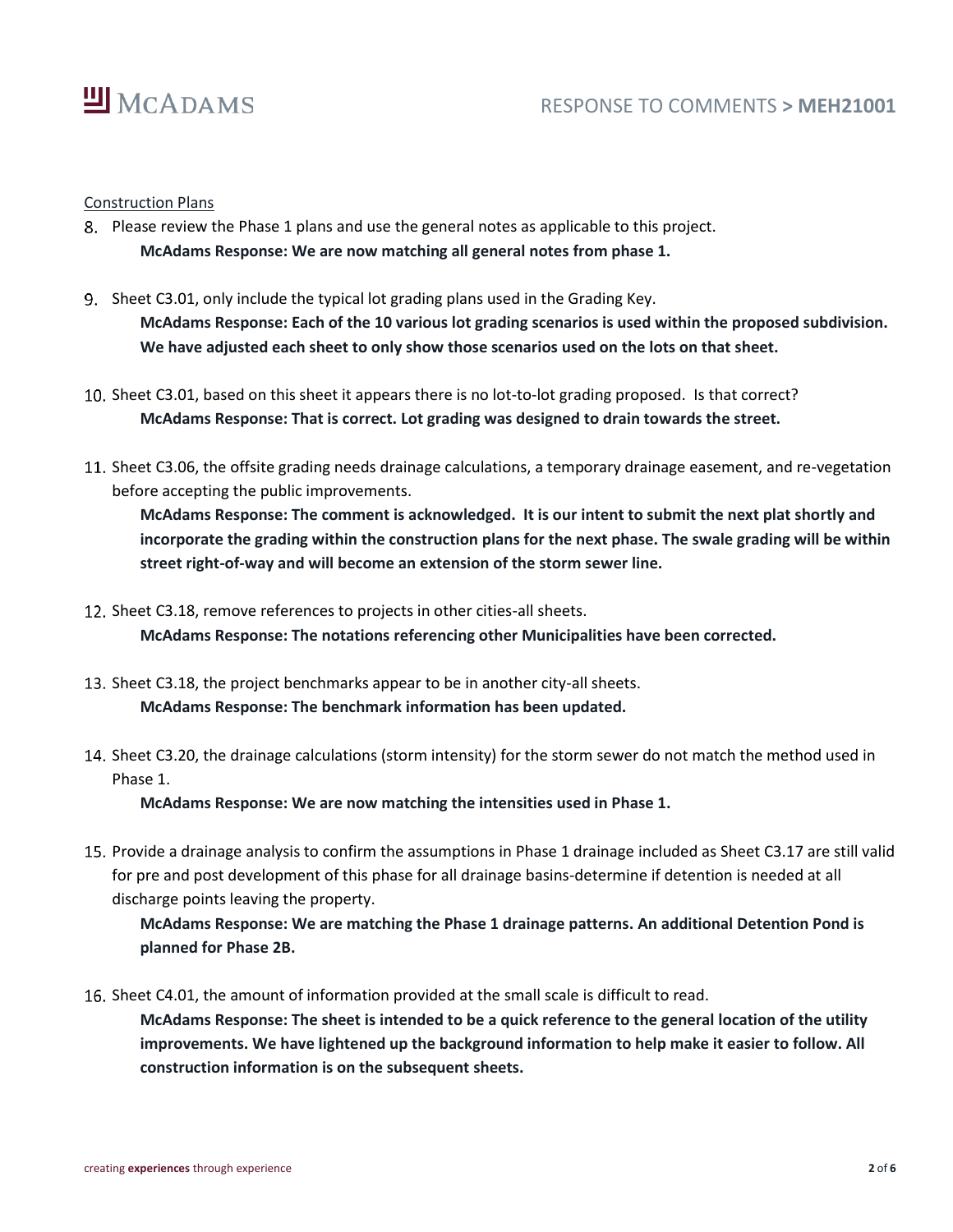Construction Plans

8. Please review the Phase 1 plans and use the general notes as applicable to this project.
   **McAdams Response: We are now matching all general notes from phase 1.**

9. Sheet C3.01, only include the typical lot grading plans used in the Grading Key.
   **McAdams Response: Each of the 10 various lot grading scenarios is used within the proposed subdivision. We have adjusted each sheet to only show those scenarios used on the lots on that sheet.**

10. Sheet C3.01, based on this sheet it appears there is no lot-to-lot grading proposed. Is that correct?
    **McAdams Response: That is correct. Lot grading was designed to drain towards the street.**

11. Sheet C3.06, the offsite grading needs drainage calculations, a temporary drainage easement, and re-vegetation before accepting the public improvements.
    **McAdams Response: The comment is acknowledged. It is our intent to submit the next plat shortly and incorporate the grading within the construction plans for the next phase. The swale grading will be within street right-of-way and will become an extension of the storm sewer line.**

12. Sheet C3.18, remove references to projects in other cities-all sheets.
    **McAdams Response: The notations referencing other Municipalities have been corrected.**

13. Sheet C3.18, the project benchmarks appear to be in another city-all sheets.
    **McAdams Response: The benchmark information has been updated.**

14. Sheet C3.20, the drainage calculations (storm intensity) for the storm sewer do not match the method used in Phase 1.
    **McAdams Response: We are now matching the intensities used in Phase 1.**

15. Provide a drainage analysis to confirm the assumptions in Phase 1 drainage included as Sheet C3.17 are still valid for pre and post development of this phase for all drainage basins-determine if detention is needed at all discharge points leaving the property.
    **McAdams Response: We are matching the Phase 1 drainage patterns. An additional Detention Pond is planned for Phase 2B.**

16. Sheet C4.01, the amount of information provided at the small scale is difficult to read.
    **McAdams Response: The sheet is intended to be a quick reference to the general location of the utility improvements. We have lightened up the background information to help make it easier to follow. All construction information is on the subsequent sheets.**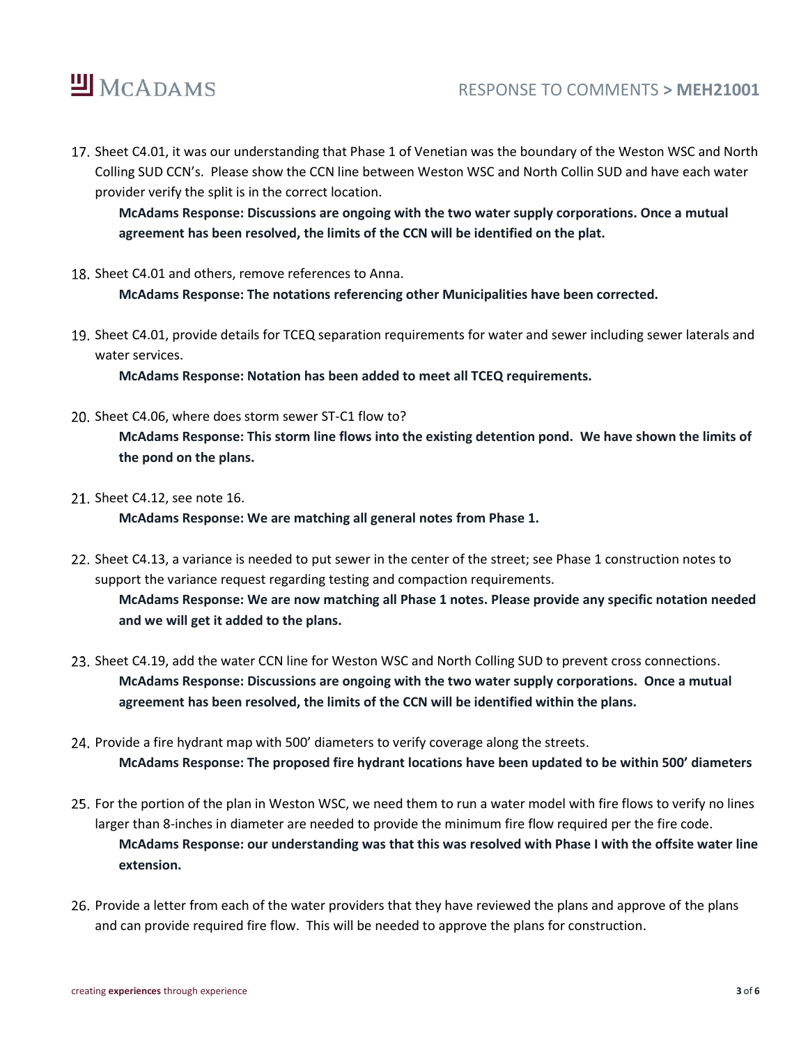17. Sheet C4.01, it was our understanding that Phase 1 of Venetian was the boundary of the Weston WSC and North Colling SUD CCN's. Please show the CCN line between Weston WSC and North Collin SUD and have each water provider verify the split is in the correct location.

    **McAdams Response: Discussions are ongoing with the two water supply corporations. Once a mutual agreement has been resolved, the limits of the CCN will be identified on the plat.**

18. Sheet C4.01 and others, remove references to Anna.

    **McAdams Response: The notations referencing other Municipalities have been corrected.**

19. Sheet C4.01, provide details for TCEQ separation requirements for water and sewer including sewer laterals and water services.

    **McAdams Response: Notation has been added to meet all TCEQ requirements.**

20. Sheet C4.06, where does storm sewer ST-C1 flow to?

    **McAdams Response: This storm line flows into the existing detention pond. We have shown the limits of the pond on the plans.**

21. Sheet C4.12, see note 16.

    **McAdams Response: We are matching all general notes from Phase 1.**

22. Sheet C4.13, a variance is needed to put sewer in the center of the street; see Phase 1 construction notes to support the variance request regarding testing and compaction requirements.

    **McAdams Response: We are now matching all Phase 1 notes. Please provide any specific notation needed and we will get it added to the plans.**

23. Sheet C4.19, add the water CCN line for Weston WSC and North Colling SUD to prevent cross connections.

    **McAdams Response: Discussions are ongoing with the two water supply corporations. Once a mutual agreement has been resolved, the limits of the CCN will be identified within the plans.**

24. Provide a fire hydrant map with 500' diameters to verify coverage along the streets.

    **McAdams Response: The proposed fire hydrant locations have been updated to be within 500' diameters**

25. For the portion of the plan in Weston WSC, we need them to run a water model with fire flows to verify no lines larger than 8-inches in diameter are needed to provide the minimum fire flow required per the fire code.

    **McAdams Response: our understanding was that this was resolved with Phase I with the offsite water line extension.**

26. Provide a letter from each of the water providers that they have reviewed the plans and approve of the plans and can provide required fire flow. This will be needed to approve the plans for construction.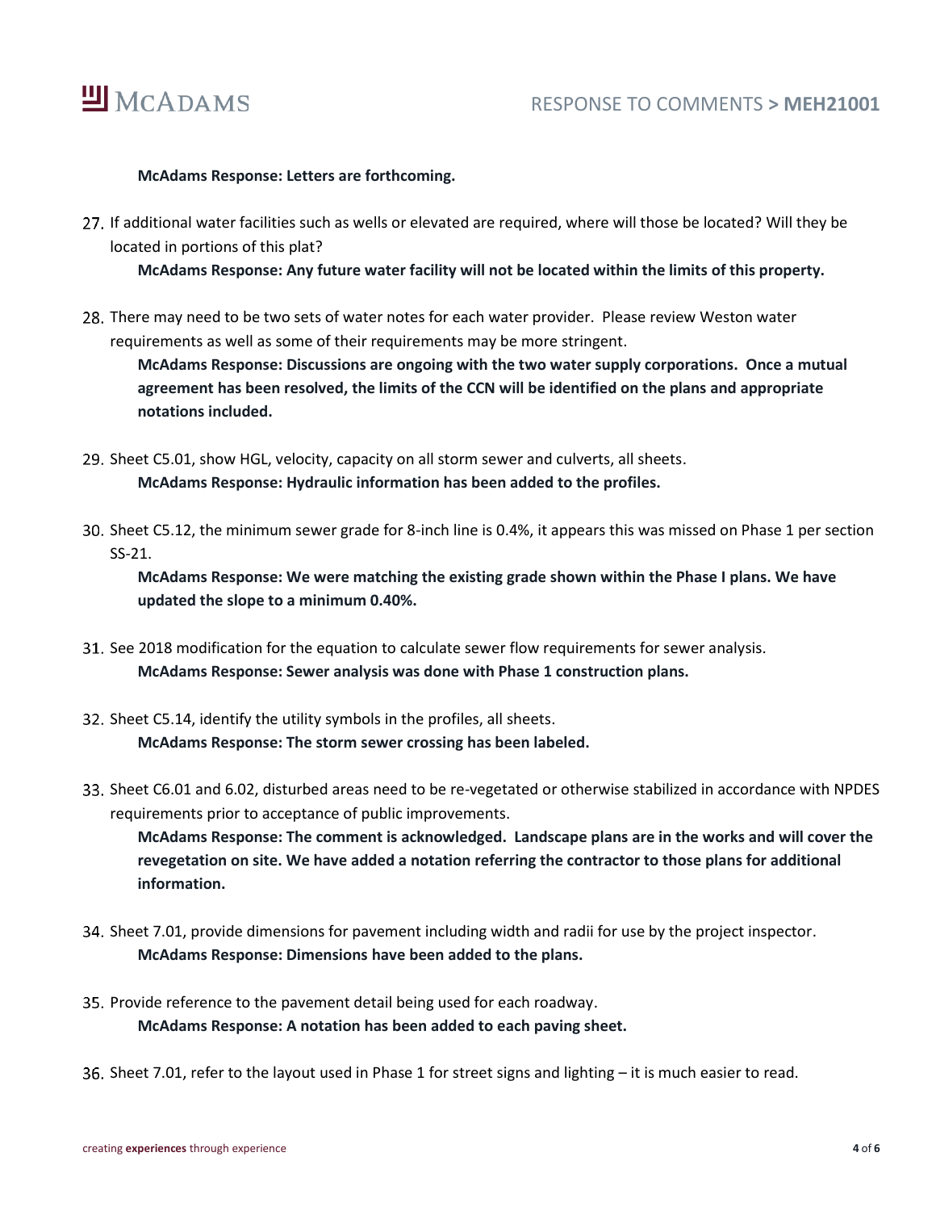**McAdams Response: Letters are forthcoming.**

27. If additional water facilities such as wells or elevated are required, where will those be located? Will they be located in portions of this plat?

    **McAdams Response: Any future water facility will not be located within the limits of this property.**

28. There may need to be two sets of water notes for each water provider. Please review Weston water requirements as well as some of their requirements may be more stringent.

    **McAdams Response: Discussions are ongoing with the two water supply corporations. Once a mutual agreement has been resolved, the limits of the CCN will be identified on the plans and appropriate notations included.**

29. Sheet C5.01, show HGL, velocity, capacity on all storm sewer and culverts, all sheets.

    **McAdams Response: Hydraulic information has been added to the profiles.**

30. Sheet C5.12, the minimum sewer grade for 8-inch line is 0.4%, it appears this was missed on Phase 1 per section SS-21.

    **McAdams Response: We were matching the existing grade shown within the Phase I plans. We have updated the slope to a minimum 0.40%.**

31. See 2018 modification for the equation to calculate sewer flow requirements for sewer analysis.

    **McAdams Response: Sewer analysis was done with Phase 1 construction plans.**

32. Sheet C5.14, identify the utility symbols in the profiles, all sheets.

    **McAdams Response: The storm sewer crossing has been labeled.**

33. Sheet C6.01 and 6.02, disturbed areas need to be re-vegetated or otherwise stabilized in accordance with NPDES requirements prior to acceptance of public improvements.

    **McAdams Response: The comment is acknowledged. Landscape plans are in the works and will cover the revegetation on site. We have added a notation referring the contractor to those plans for additional information.**

34. Sheet 7.01, provide dimensions for pavement including width and radii for use by the project inspector.

    **McAdams Response: Dimensions have been added to the plans.**

35. Provide reference to the pavement detail being used for each roadway.

    **McAdams Response: A notation has been added to each paving sheet.**

36. Sheet 7.01, refer to the layout used in Phase 1 for street signs and lighting – it is much easier to read.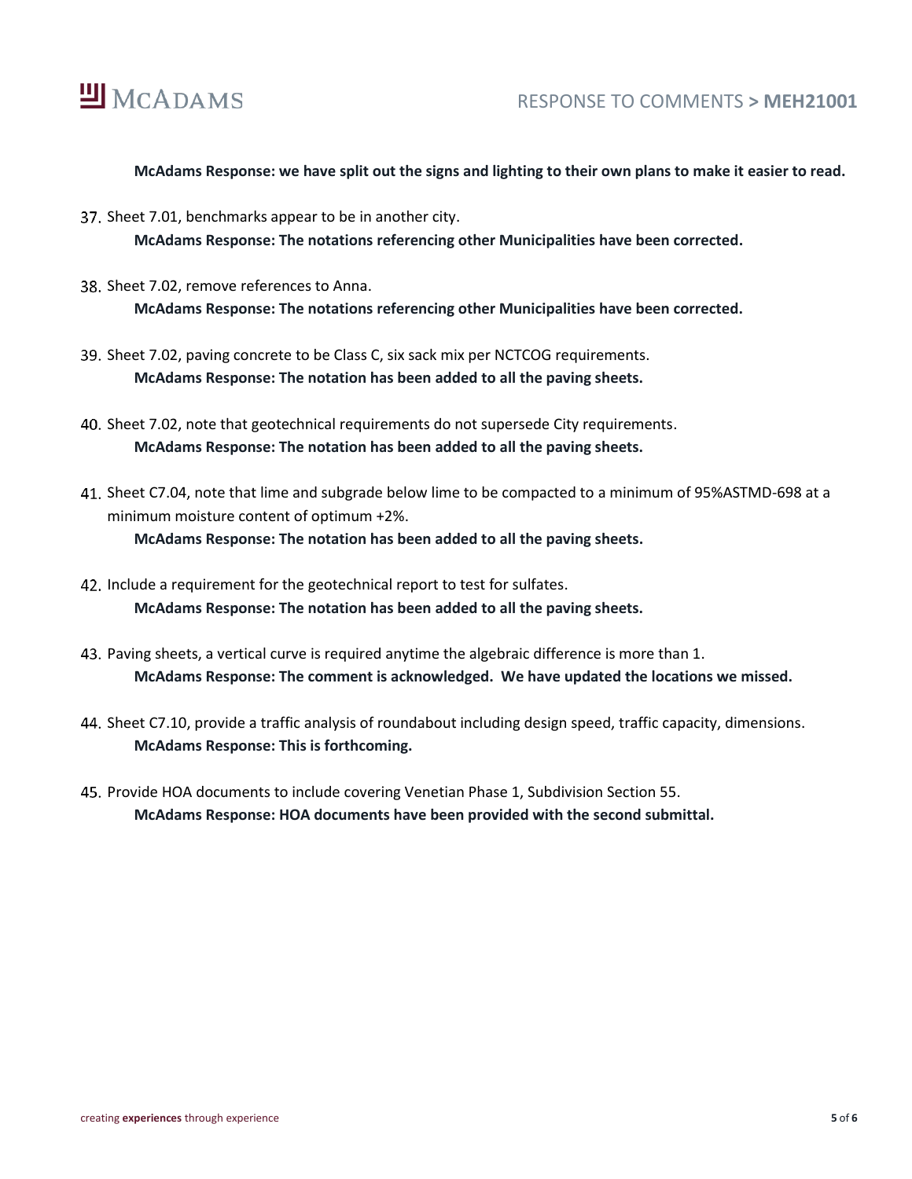**McAdams Response: we have split out the signs and lighting to their own plans to make it easier to read.**

37. Sheet 7.01, benchmarks appear to be in another city.
    **McAdams Response: The notations referencing other Municipalities have been corrected.**

38. Sheet 7.02, remove references to Anna.
    **McAdams Response: The notations referencing other Municipalities have been corrected.**

39. Sheet 7.02, paving concrete to be Class C, six sack mix per NCTCOG requirements.
    **McAdams Response: The notation has been added to all the paving sheets.**

40. Sheet 7.02, note that geotechnical requirements do not supersede City requirements.
    **McAdams Response: The notation has been added to all the paving sheets.**

41. Sheet C7.04, note that lime and subgrade below lime to be compacted to a minimum of 95%ASTMD-698 at a minimum moisture content of optimum +2%.
    **McAdams Response: The notation has been added to all the paving sheets.**

42. Include a requirement for the geotechnical report to test for sulfates.
    **McAdams Response: The notation has been added to all the paving sheets.**

43. Paving sheets, a vertical curve is required anytime the algebraic difference is more than 1.
    **McAdams Response: The comment is acknowledged. We have updated the locations we missed.**

44. Sheet C7.10, provide a traffic analysis of roundabout including design speed, traffic capacity, dimensions.
    **McAdams Response: This is forthcoming.**

45. Provide HOA documents to include covering Venetian Phase 1, Subdivision Section 55.
    **McAdams Response: HOA documents have been provided with the second submittal.**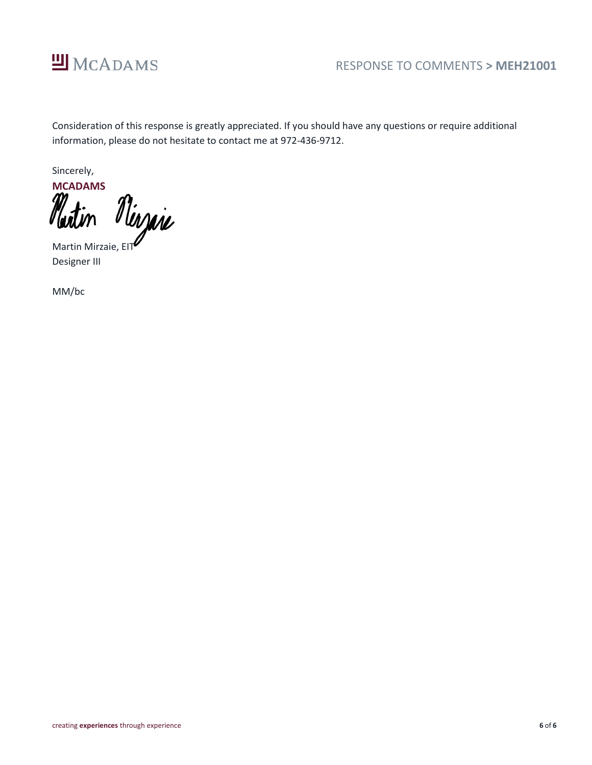Consideration of this response is greatly appreciated. If you should have any questions or require additional information, please do not hesitate to contact me at 972-436-9712.

Sincerely,

**MCADAMS**

Martin Mirzaie, EIT
Designer III

MM/bc